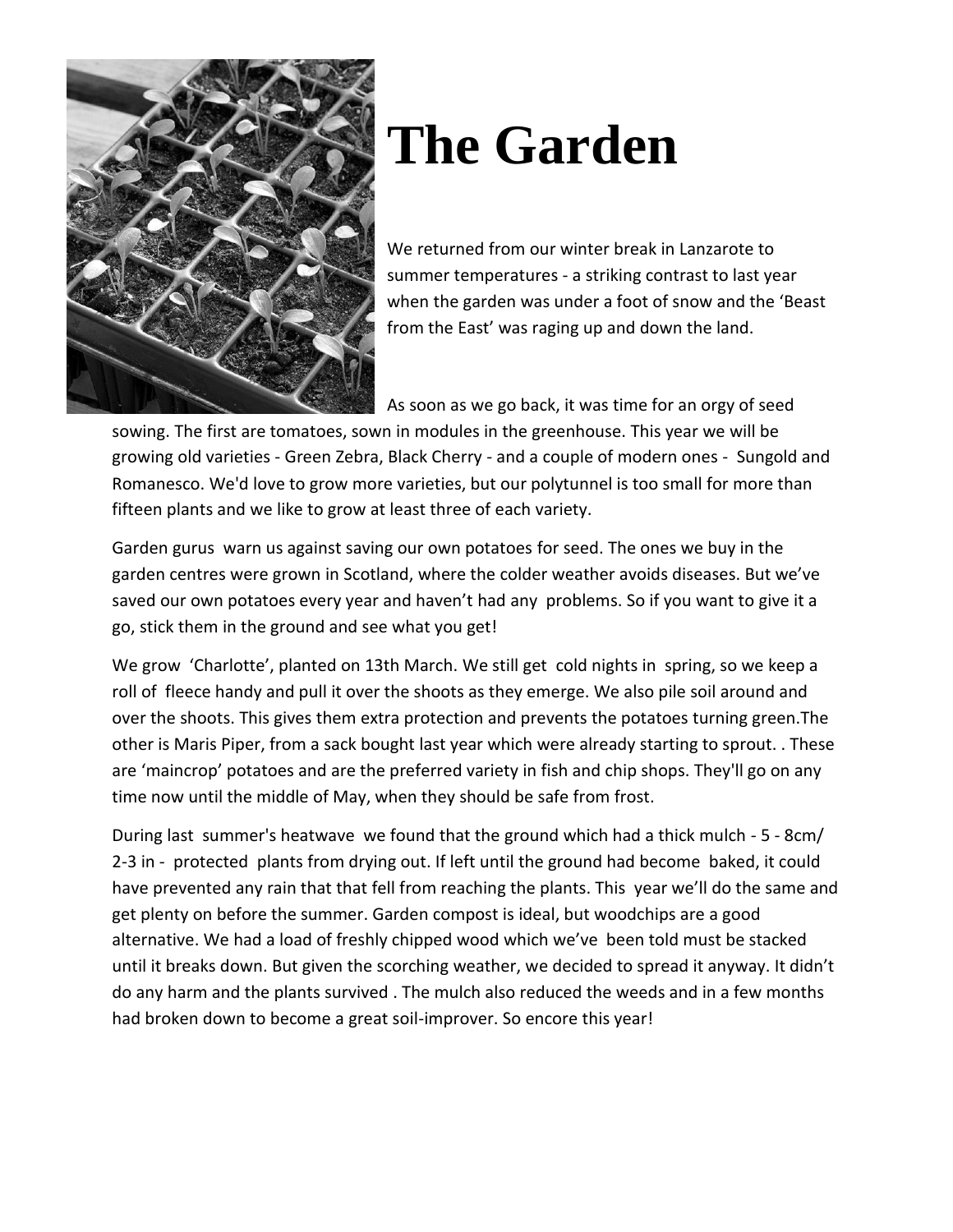# The Garden

We returned from our winter break in Lanzarote to summer temperatures - a striking contrast to last year when the garden was under a foot of snow and the 'Beast from the East' was raging up and down the land.

As soon as we go back, it was time for an orgy of seed sowing. The first are tomatoes, sown in modules in the greenhouse. This year we will be growing old varieties - Green Zebra, Black Cherry - and a couple of modern ones - Sungold and Romanesco. We'd love to grow more varieties, but our polytunnel is too small for more than fifteen plants and we like to grow at least three of each variety.

Garden gurus warn us against saving our own potatoes for seed. The ones we buy in the garden centres were grown in Scotland, where the colder weather avoids diseases. But we've saved our own potatoes every year and haven't had any problems. So if you want to give it a go, stick them in the ground and see what you get!

We grow 'Charlotte', planted on 13th March. We still get cold nights in spring, so we keep a roll of fleece handy and pull it over the shoots as they emerge. We also pile soil around and over the shoots. This gives them extra protection and prevents the potatoes turning green.The other is Maris Piper, from a sack bought last year which were already starting to sprout. . These are 'maincrop' potatoes and are the preferred variety in fish and chip shops. They'll go on any time now until the middle of May, when they should be safe from frost.

During last summer's heatwave we found that the ground which had a thick mulch - 5 - 8cm/ 2-3 in - protected plants from drying out. If left until the ground had become baked, it could have prevented any rain that that fell from reaching the plants. This year we'll do the same and get plenty on before the summer. Garden compost is ideal, but woodchips are a good alternative. We had a load of freshly chipped wood which we've been told must be stacked until it breaks down. But given the scorching weather, we decided to spread it anyway. It didn't do any harm and the plants survived . The mulch also reduced the weeds and in a few months had broken down to become a great soil-improver. So encore this year!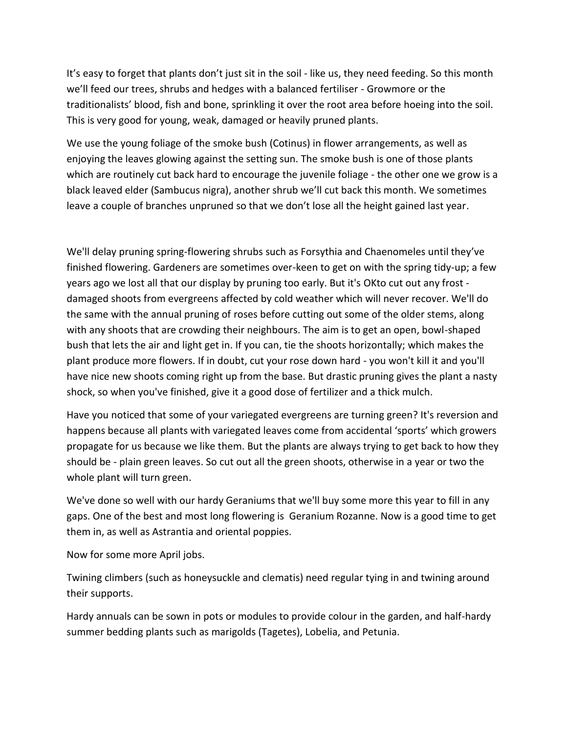It's easy to forget that plants don't just sit in the soil - like us, they need feeding. So this month we'll feed our trees, shrubs and hedges with a balanced fertiliser - Growmore or the traditionalists' blood, fish and bone, sprinkling it over the root area before hoeing into the soil. This is very good for young, weak, damaged or heavily pruned plants.

We use the young foliage of the smoke bush (Cotinus) in flower arrangements, as well as enjoying the leaves glowing against the setting sun. The smoke bush is one of those plants which are routinely cut back hard to encourage the juvenile foliage - the other one we grow is a black leaved elder (Sambucus nigra), another shrub we'll cut back this month. We sometimes leave a couple of branches unpruned so that we don't lose all the height gained last year.

We'll delay pruning spring-flowering shrubs such as Forsythia and Chaenomeles until they've finished flowering. Gardeners are sometimes over-keen to get on with the spring tidy-up; a few years ago we lost all that our display by pruning too early. But it's OKto cut out any frost - damaged shoots from evergreens affected by cold weather which will never recover. We'll do the same with the annual pruning of roses before cutting out some of the older stems, along with any shoots that are crowding their neighbours. The aim is to get an open, bowl-shaped bush that lets the air and light get in. If you can, tie the shoots horizontally; which makes the plant produce more flowers. If in doubt, cut your rose down hard - you won't kill it and you'll have nice new shoots coming right up from the base. But drastic pruning gives the plant a nasty shock, so when you've finished, give it a good dose of fertilizer and a thick mulch.

Have you noticed that some of your variegated evergreens are turning green? It's reversion and happens because all plants with variegated leaves come from accidental 'sports' which growers propagate for us because we like them. But the plants are always trying to get back to how they should be - plain green leaves. So cut out all the green shoots, otherwise in a year or two the whole plant will turn green.

We've done so well with our hardy Geraniums that we'll buy some more this year to fill in any gaps. One of the best and most long flowering is Geranium Rozanne. Now is a good time to get them in, as well as Astrantia and oriental poppies.

Now for some more April jobs.

Twining climbers (such as honeysuckle and clematis) need regular tying in and twining around their supports.

Hardy annuals can be sown in pots or modules to provide colour in the garden, and half-hardy summer bedding plants such as marigolds (Tagetes), Lobelia, and Petunia.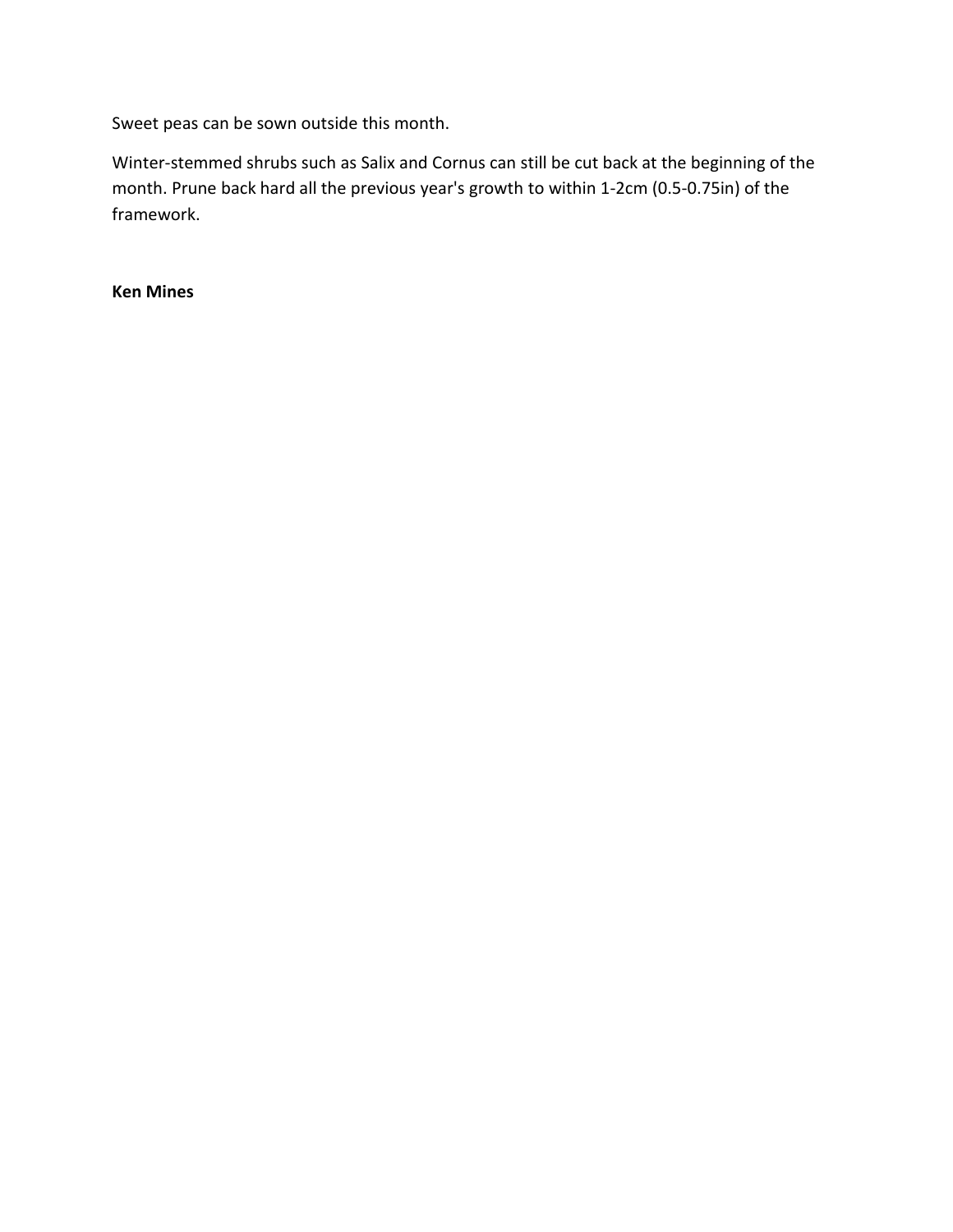Sweet peas can be sown outside this month.

Winter-stemmed shrubs such as Salix and Cornus can still be cut back at the beginning of the month. Prune back hard all the previous year's growth to within 1-2cm (0.5-0.75in) of the framework.

**Ken Mines**